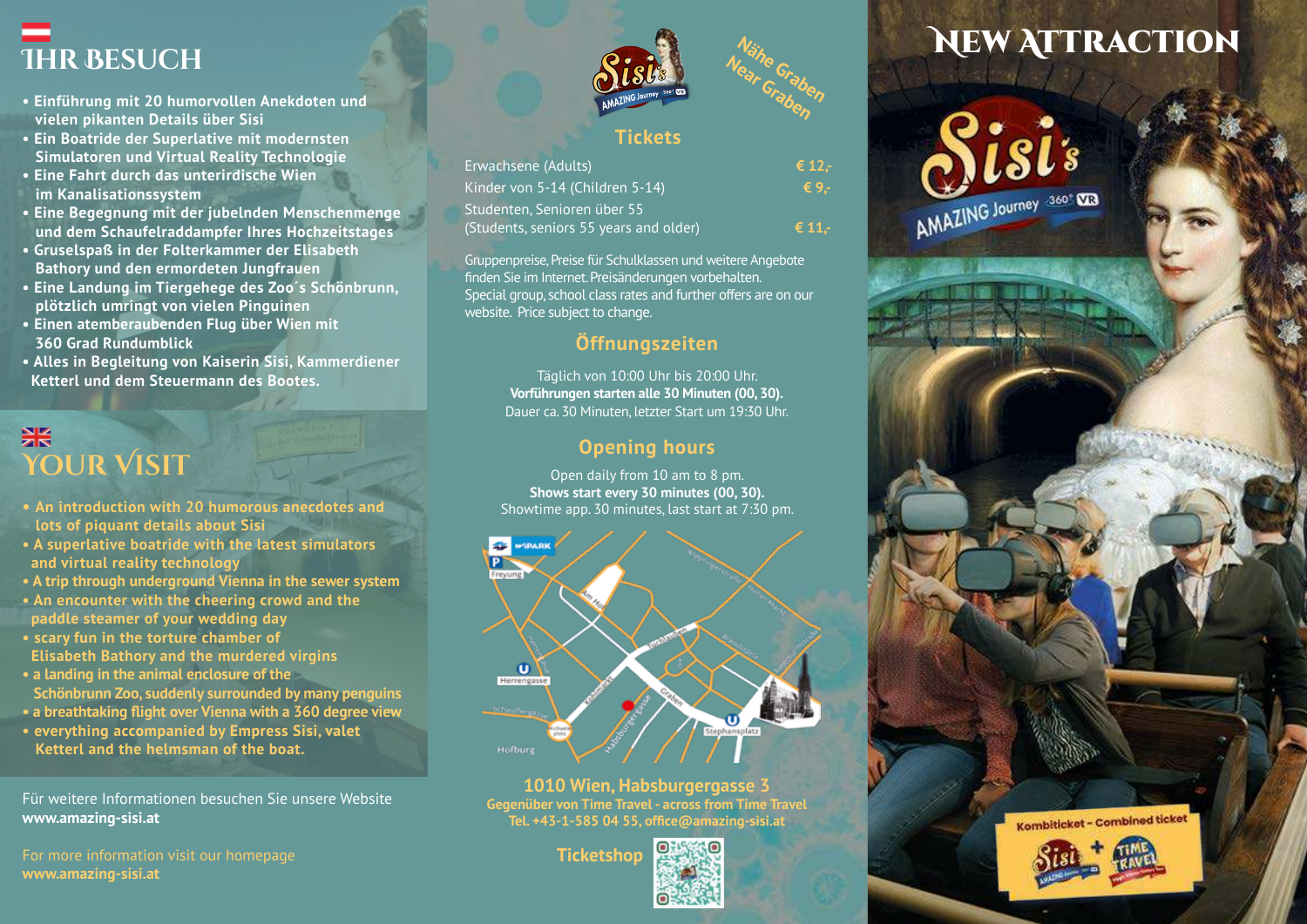# Ihr Besuch

- Einführung mit 20 humorvollen Anekdoten und vielen pikanten Details über Sisi
- Ein Boatride der Superlative mit modernsten Simulatoren und Virtual Reality Technologie
- Eine Fahrt durch das unterirdische Wien im Kanalisationssystem
- Eine Begegnung mit der jubelnden Menschenmenge und dem Schaufelraddampfer Ihres Hochzeitstages
- Gruselspaß in der Folterkammer der Elisabeth Bathory und den ermordeten Jungfrauen
- Eine Landung im Tiergehege des Zoo´s Schönbrunn, plötzlich umringt von vielen Pinguinen
- Einen atemberaubenden Flug über Wien mit 360 Grad Rundumblick
- Alles in Begleitung von Kaiserin Sisi, Kammerdiener Ketterl und dem Steuermann des Bootes.

# Your Visit

- An introduction with 20 humorous anecdotes and lots of piquant details about Sisi
- A superlative boatride with the latest simulators and virtual reality technology
- A trip through underground Vienna in the sewer system
- An encounter with the cheering crowd and the paddle steamer of your wedding day
- scary fun in the torture chamber of Elisabeth Bathory and the murdered virgins
- a landing in the animal enclosure of the Schönbrunn Zoo, suddenly surrounded by many penguins
- a breathtaking flight over Vienna with a 360 degree view
- everything accompanied by Empress Sisi, valet Ketterl and the helmsman of the boat.

Für weitere Informationen besuchen Sie unsere Website
**www.amazing-sisi.at**

For more information visit our homepage
**www.amazing-sisi.at**

Sisi's AMAZING Journey 360° VR

Nähe Graben
Near Graben

## Tickets

| | |
|---|---|
| Erwachsene (Adults) | € 12,- |
| Kinder von 5-14 (Children 5-14) | € 9,- |
| Studenten, Senioren über 55 (Students, seniors 55 years and older) | € 11,- |

Gruppenpreise, Preise für Schulklassen und weitere Angebote finden Sie im Internet. Preisänderungen vorbehalten.
Special group, school class rates and further offers are on our website. Price subject to change.

## Öffnungszeiten

Täglich von 10:00 Uhr bis 20:00 Uhr.
**Vorführungen starten alle 30 Minuten (00, 30).**
Dauer ca. 30 Minuten, letzter Start um 19:30 Uhr.

## Opening hours

Open daily from 10 am to 8 pm.
**Shows start every 30 minutes (00, 30).**
Showtime app. 30 minutes, last start at 7:30 pm.

**1010 Wien, Habsburgergasse 3**
**Gegenüber von Time Travel - across from Time Travel**
**Tel. +43-1-585 04 55, office@amazing-sisi.at**

**Ticketshop**

# New Attraction

Sisi's AMAZING Journey 360° VR

Kombiticket - Combined ticket
Sisi + Time Travel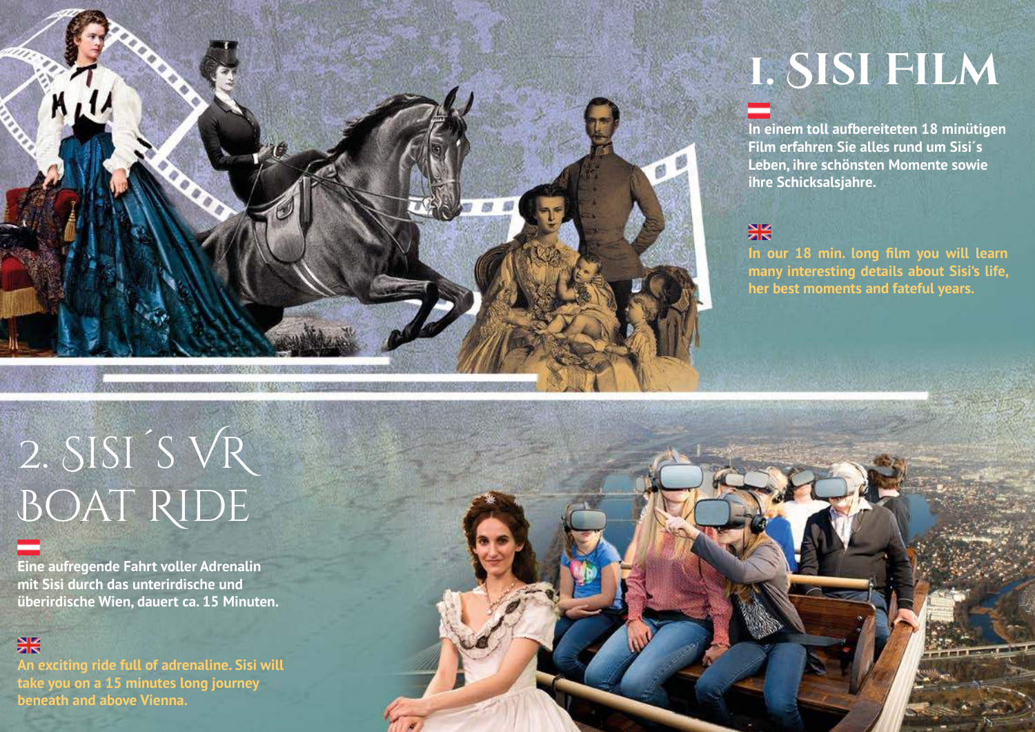# 1. SISI FILM

In einem toll aufbereiteten 18 minütigen Film erfahren Sie alles rund um Sisi´s Leben, ihre schönsten Momente sowie ihre Schicksalsjahre.

In our 18 min. long film you will learn many interesting details about Sisi's life, her best moments and fateful years.

# 2. SISI´S VR BOAT RIDE

Eine aufregende Fahrt voller Adrenalin mit Sisi durch das unterirdische und überirdische Wien, dauert ca. 15 Minuten.

An exciting ride full of adrenaline. Sisi will take you on a 15 minutes long journey beneath and above Vienna.